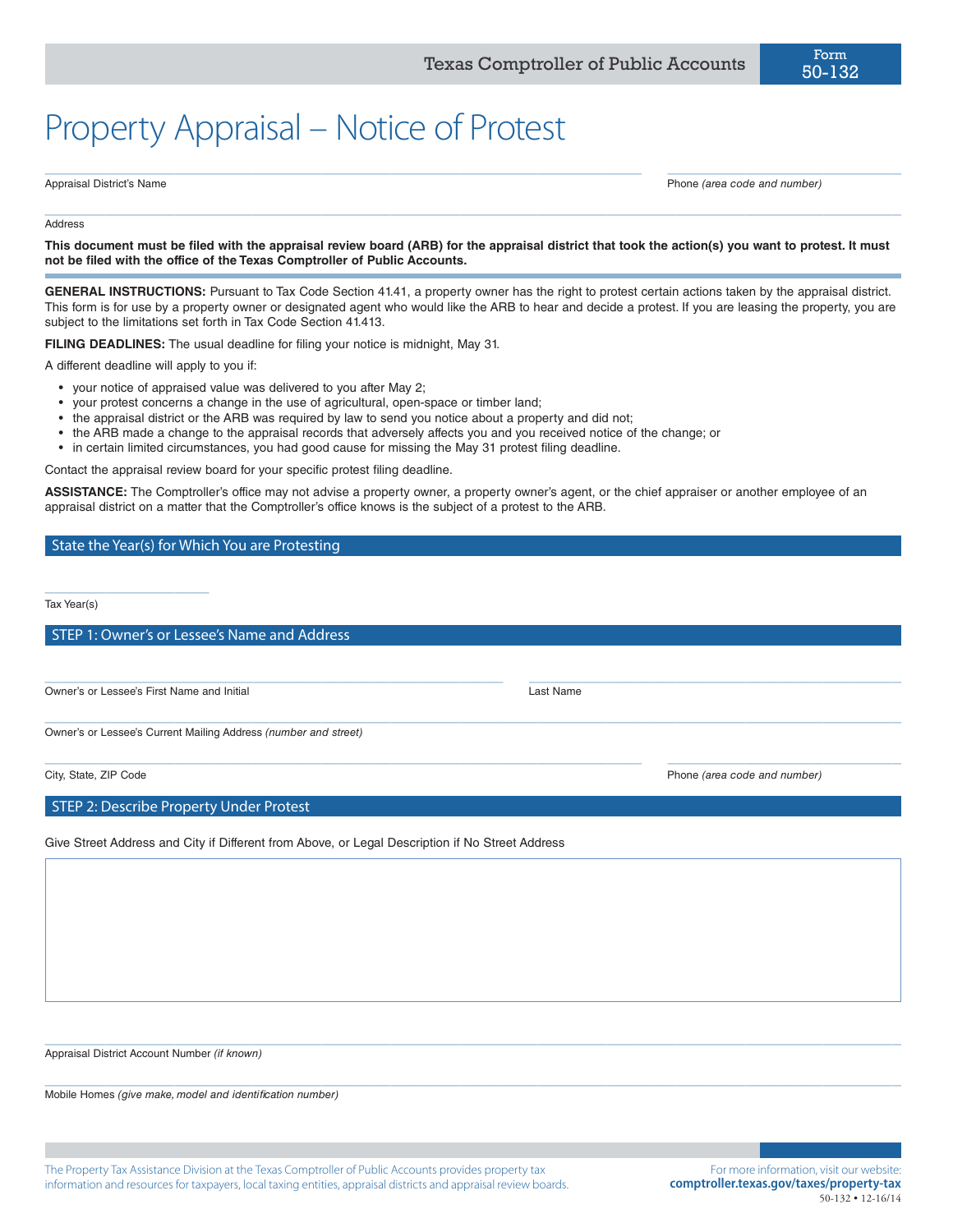Texas Comptroller of Public Accounts

Form 50-132

# Property Appraisal – Notice of Protest

Appraisal District's Name ______________________ Phone *(area code and number)* ______________________

Address ______________________

**This document must be filed with the appraisal review board (ARB) for the appraisal district that took the action(s) you want to protest. It must not be filed with the office of the Texas Comptroller of Public Accounts.**

**GENERAL INSTRUCTIONS:** Pursuant to Tax Code Section 41.41, a property owner has the right to protest certain actions taken by the appraisal district. This form is for use by a property owner or designated agent who would like the ARB to hear and decide a protest. If you are leasing the property, you are subject to the limitations set forth in Tax Code Section 41.413.

**FILING DEADLINES:** The usual deadline for filing your notice is midnight, May 31.

A different deadline will apply to you if:

- your notice of appraised value was delivered to you after May 2;
- your protest concerns a change in the use of agricultural, open-space or timber land;
- the appraisal district or the ARB was required by law to send you notice about a property and did not;
- the ARB made a change to the appraisal records that adversely affects you and you received notice of the change; or
- in certain limited circumstances, you had good cause for missing the May 31 protest filing deadline.

Contact the appraisal review board for your specific protest filing deadline.

**ASSISTANCE:** The Comptroller's office may not advise a property owner, a property owner's agent, or the chief appraiser or another employee of an appraisal district on a matter that the Comptroller's office knows is the subject of a protest to the ARB.

## State the Year(s) for Which You are Protesting

Tax Year(s) ______________________

## STEP 1: Owner's or Lessee's Name and Address

Owner's or Lessee's First Name and Initial ______________________ Last Name ______________________

Owner's or Lessee's Current Mailing Address *(number and street)* ______________________

City, State, ZIP Code ______________________ Phone *(area code and number)* ______________________

## STEP 2: Describe Property Under Protest

Give Street Address and City if Different from Above, or Legal Description if No Street Address

______________________

Appraisal District Account Number *(if known)* ______________________

Mobile Homes *(give make, model and identification number)* ______________________

The Property Tax Assistance Division at the Texas Comptroller of Public Accounts provides property tax information and resources for taxpayers, local taxing entities, appraisal districts and appraisal review boards.

For more information, visit our website: **comptroller.texas.gov/taxes/property-tax**

50-132 • 12-16/14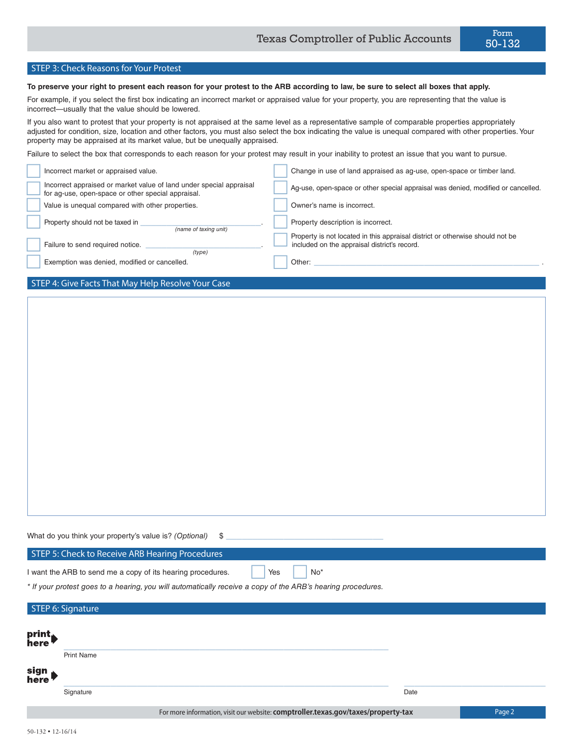## STEP 3: Check Reasons for Your Protest

**To preserve your right to present each reason for your protest to the ARB according to law, be sure to select all boxes that apply.**

For example, if you select the first box indicating an incorrect market or appraised value for your property, you are representing that the value is incorrect—usually that the value should be lowered.

If you also want to protest that your property is not appraised at the same level as a representative sample of comparable properties appropriately adjusted for condition, size, location and other factors, you must also select the box indicating the value is unequal compared with other properties. Your property may be appraised at its market value, but be unequally appraised.

Failure to select the box that corresponds to each reason for your protest may result in your inability to protest an issue that you want to pursue.

- ☐ Incorrect market or appraised value.
- ☐ Incorrect appraised or market value of land under special appraisal for ag-use, open-space or other special appraisal.
- ☐ Value is unequal compared with other properties.
- ☐ Property should not be taxed in ______________________ *(name of taxing unit)*.
- ☐ Failure to send required notice. ______________________ *(type)*.
- ☐ Exemption was denied, modified or cancelled.
- ☐ Change in use of land appraised as ag-use, open-space or timber land.
- ☐ Ag-use, open-space or other special appraisal was denied, modified or cancelled.
- ☐ Owner's name is incorrect.
- ☐ Property description is incorrect.
- ☐ Property is not located in this appraisal district or otherwise should not be included on the appraisal district's record.
- ☐ Other: ______________________ .

## STEP 4: Give Facts That May Help Resolve Your Case

What do you think your property's value is? *(Optional)* $ ______________________

## STEP 5: Check to Receive ARB Hearing Procedures

I want the ARB to send me a copy of its hearing procedures. ☐ Yes ☐ No*

*\* If your protest goes to a hearing, you will automatically receive a copy of the ARB's hearing procedures.*

## STEP 6: Signature

**print here** ______________________

Print Name

**sign here** ______________________ ______________________

Signature Date

For more information, visit our website: **comptroller.texas.gov/taxes/property-tax**

50-132 • 12-16/14